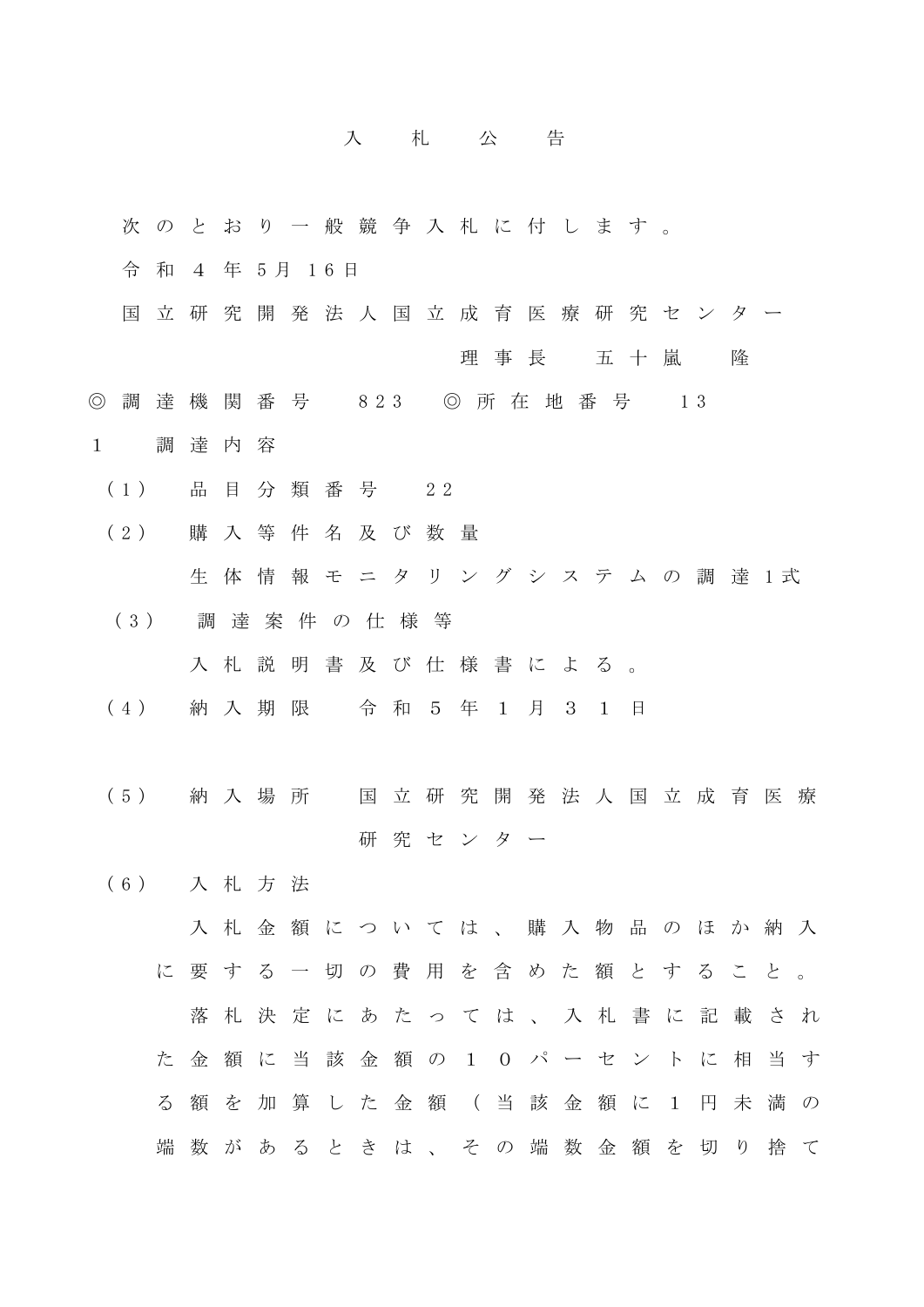# 入札公告

次のとおり一般競争入札に付します。

令和４年5月16日

国立研究開発法人国立成育医療研究センター

理事長　五十嵐　隆

◎調達機関番号　823　◎所在地番号　13

１　調達内容

（1）品目分類番号　22

（2）購入等件名及び数量

生体情報モニタリングシステムの調達1式

（3）調達案件の仕様等

入札説明書及び仕様書による。

（4）納入期限　令和５年１月３１日

（5）納入場所　国立研究開発法人国立成育医療研究センター

（6）入札方法

入札金額については、購入物品のほか納入に要する一切の費用を含めた額とすること。

落札決定にあたっては、入札書に記載された金額に当該金額の１０パーセントに相当する額を加算した金額（当該金額に1円未満の端数があるときは、その端数金額を切り捨て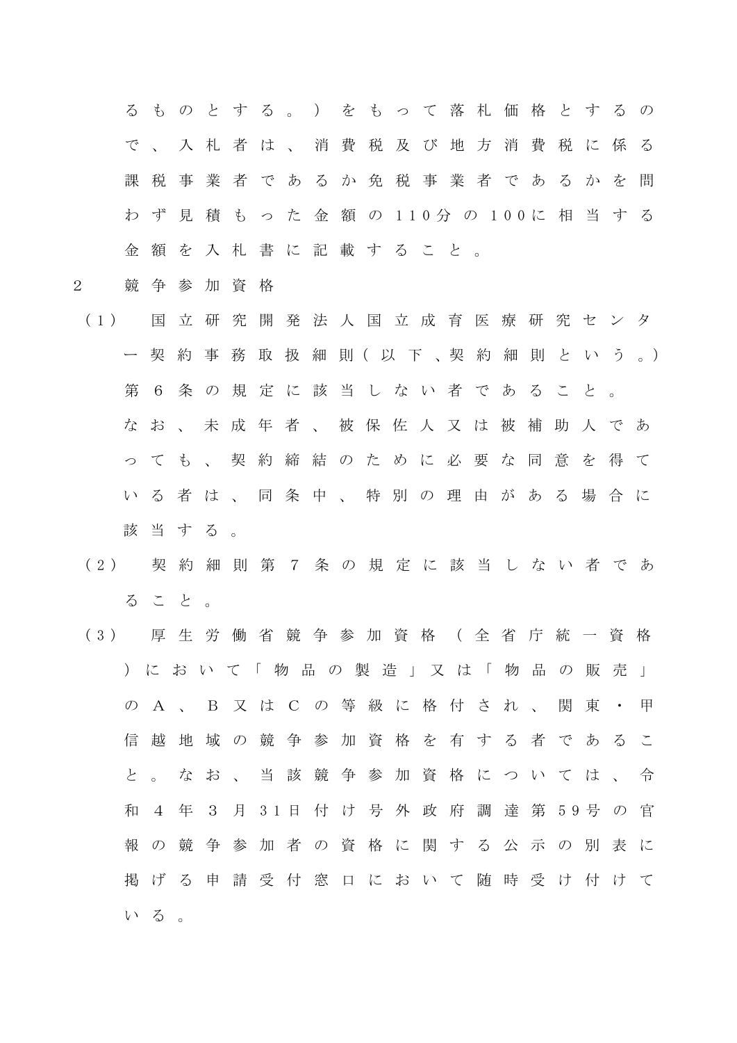るものとする。）をもって落札価格とするので、入札者は、消費税及び地方消費税に係る課税事業者であるか免税事業者であるかを問わず見積もった金額の110分の100に相当する金額を入札書に記載すること。

2　競争参加資格

（1）　国立研究開発法人国立成育医療研究センター契約事務取扱細則（以下、契約細則という。）第6条の規定に該当しない者であること。
なお、未成年者、被保佐人又は被補助人であっても、契約締結のために必要な同意を得ている者は、同条中、特別の理由がある場合に該当する。

（2）　契約細則第7条の規定に該当しない者であること。

（3）　厚生労働省競争参加資格（全省庁統一資格）において「物品の製造」又は「物品の販売」のA、B又はCの等級に格付され、関東・甲信越地域の競争参加資格を有する者であること。なお、当該競争参加資格については、令和4年3月31日付け号外政府調達第59号の官報の競争参加者の資格に関する公示の別表に掲げる申請受付窓口において随時受け付けている。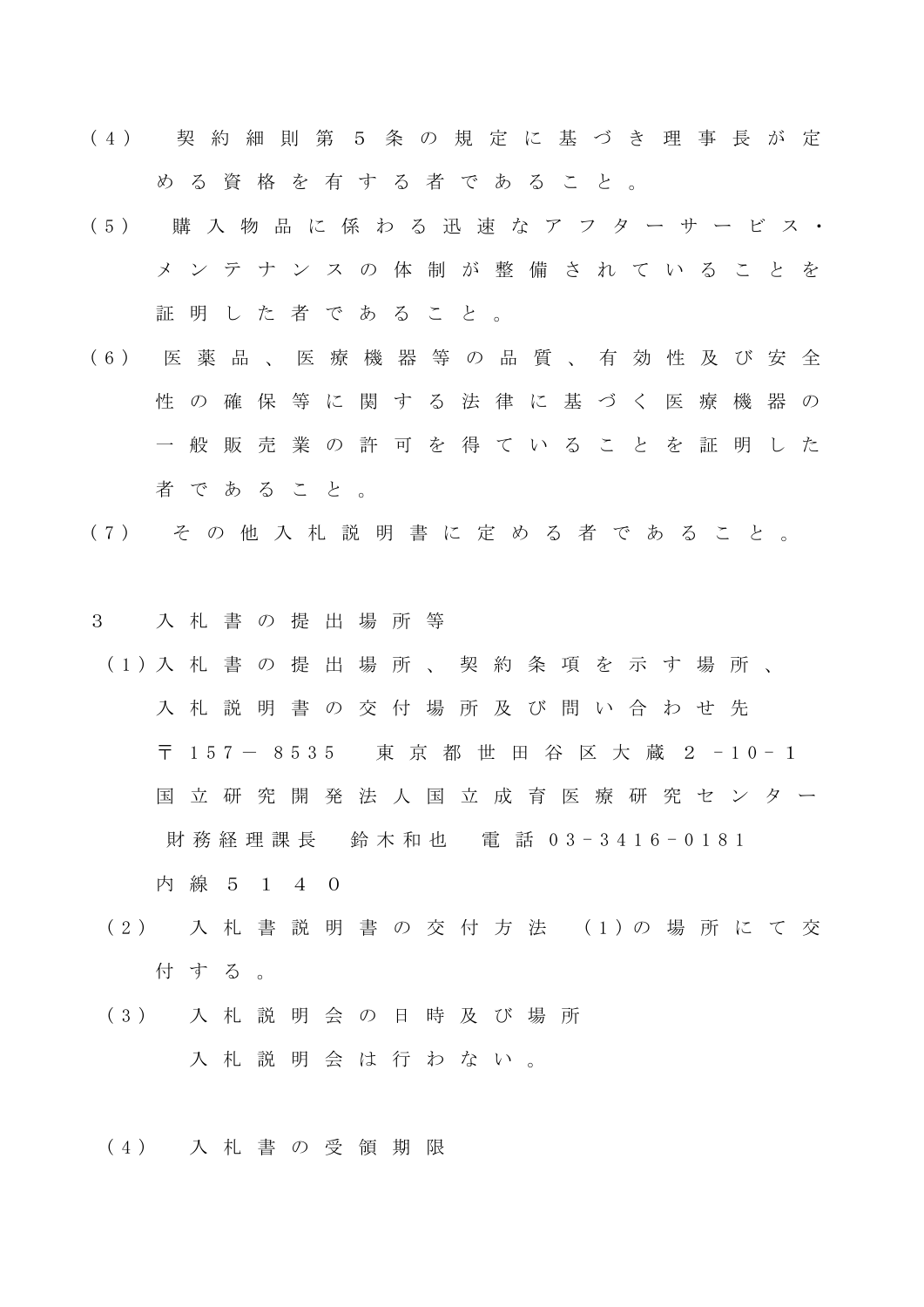（4） 契約細則第５条の規定に基づき理事長が定める資格を有する者であること。

（5） 購入物品に係わる迅速なアフターサービス・メンテナンスの体制が整備されていることを証明した者であること。

（6） 医薬品、医療機器等の品質、有効性及び安全性の確保等に関する法律に基づく医療機器の一般販売業の許可を得ていることを証明した者であること。

（7） その他入札説明書に定める者であること。

３　入札書の提出場所等

（1）入札書の提出場所、契約条項を示す場所、入札説明書の交付場所及び問い合わせ先

〒157－8535　東京都世田谷区大蔵２－10－1

国立研究開発法人国立成育医療研究センター

財務経理課長　鈴木和也　電話 03-3416-0181

内線５１４０

（2） 入札書説明書の交付方法 (1)の場所にて交付する。

（3） 入札説明会の日時及び場所

入札説明会は行わない。

（4） 入札書の受領期限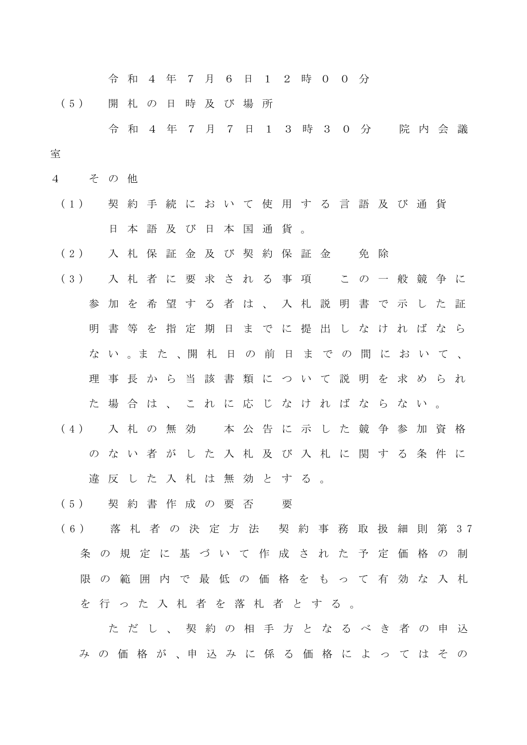令和４年７月６日１２時００分

（５）　開札の日時及び場所

令和４年７月７日１３時３０分　院内会議室

４　その他

（１）　契約手続において使用する言語及び通貨

日本語及び日本国通貨。

（２）　入札保証金及び契約保証金　免除

（３）　入札者に要求される事項　この一般競争に参加を希望する者は、入札説明書で示した証明書等を指定期日までに提出しなければならない。また、開札日の前日までの間において、理事長から当該書類について説明を求められた場合は、これに応じなければならない。

（４）　入札の無効　本公告に示した競争参加資格のない者がした入札及び入札に関する条件に違反した入札は無効とする。

（５）　契約書作成の要否　要

（６）　落札者の決定方法　契約事務取扱細則第37条の規定に基づいて作成された予定価格の制限の範囲内で最低の価格をもって有効な入札を行った入札者を落札者とする。

ただし、契約の相手方となるべき者の申込みの価格が、申込みに係る価格によってはその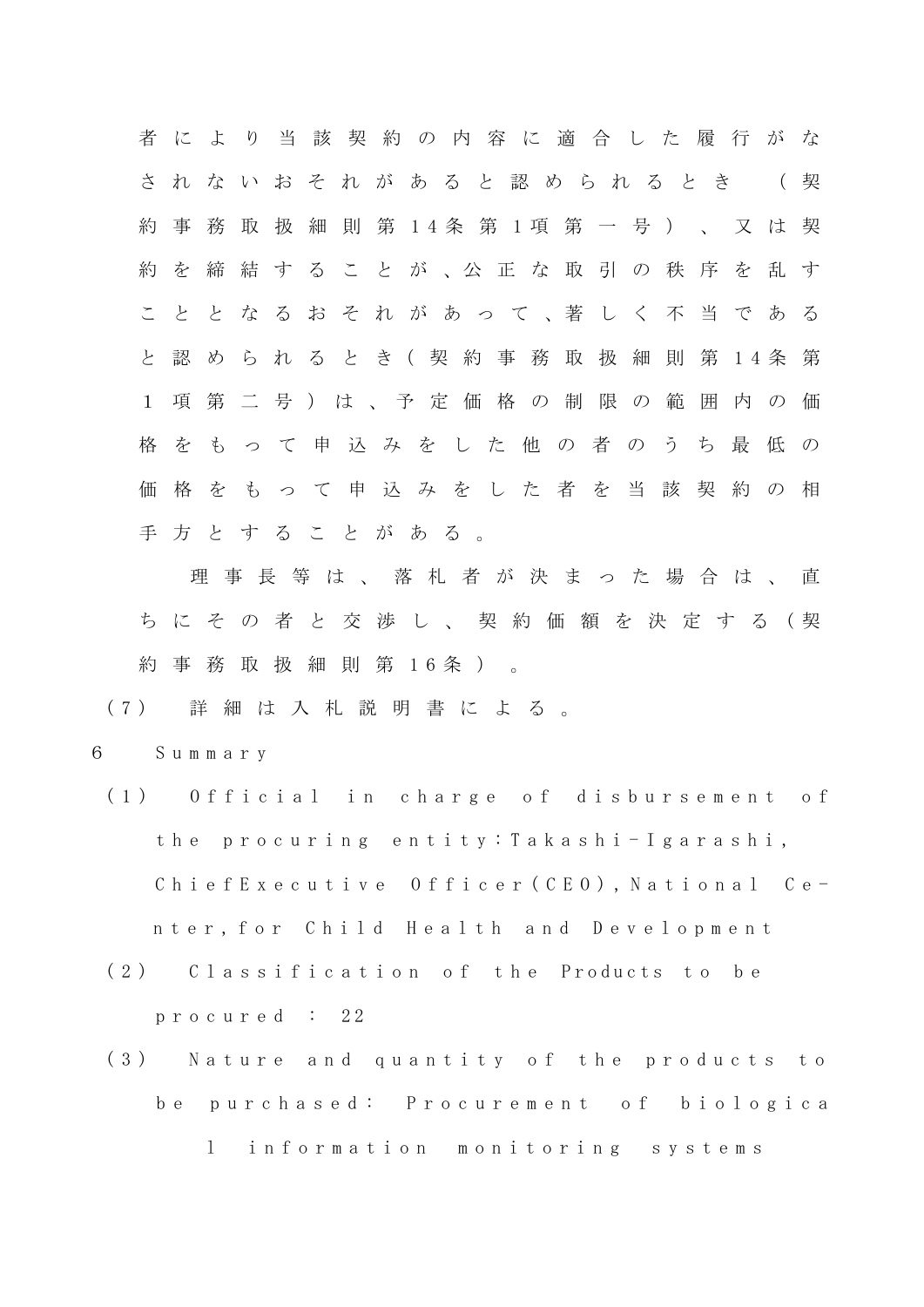者により当該契約の内容に適合した履行がなされないおそれがあると認められるとき（契約事務取扱細則第14条第1項第一号）、又は契約を締結することが、公正な取引の秩序を乱すこととなるおそれがあって、著しく不当であると認められるとき（契約事務取扱細則第14条第1項第二号）は、予定価格の制限の範囲内の価格をもって申込みをした他の者のうち最低の価格をもって申込みをした者を当該契約の相手方とすることがある。

理事長等は、落札者が決まった場合は、直ちにその者と交渉し、契約価額を決定する（契約事務取扱細則第16条）。

（7） 詳細は入札説明書による。

6 Summary

（1） Official in charge of disbursement of the procuring entity：Takashi-Igarashi, ChiefExecutive Officer(CEO),National Ce-nter,for Child Health and Development

（2） Classification of the Products to be procured : 22

（3） Nature and quantity of the products to be purchased: Procurement of biological information monitoring systems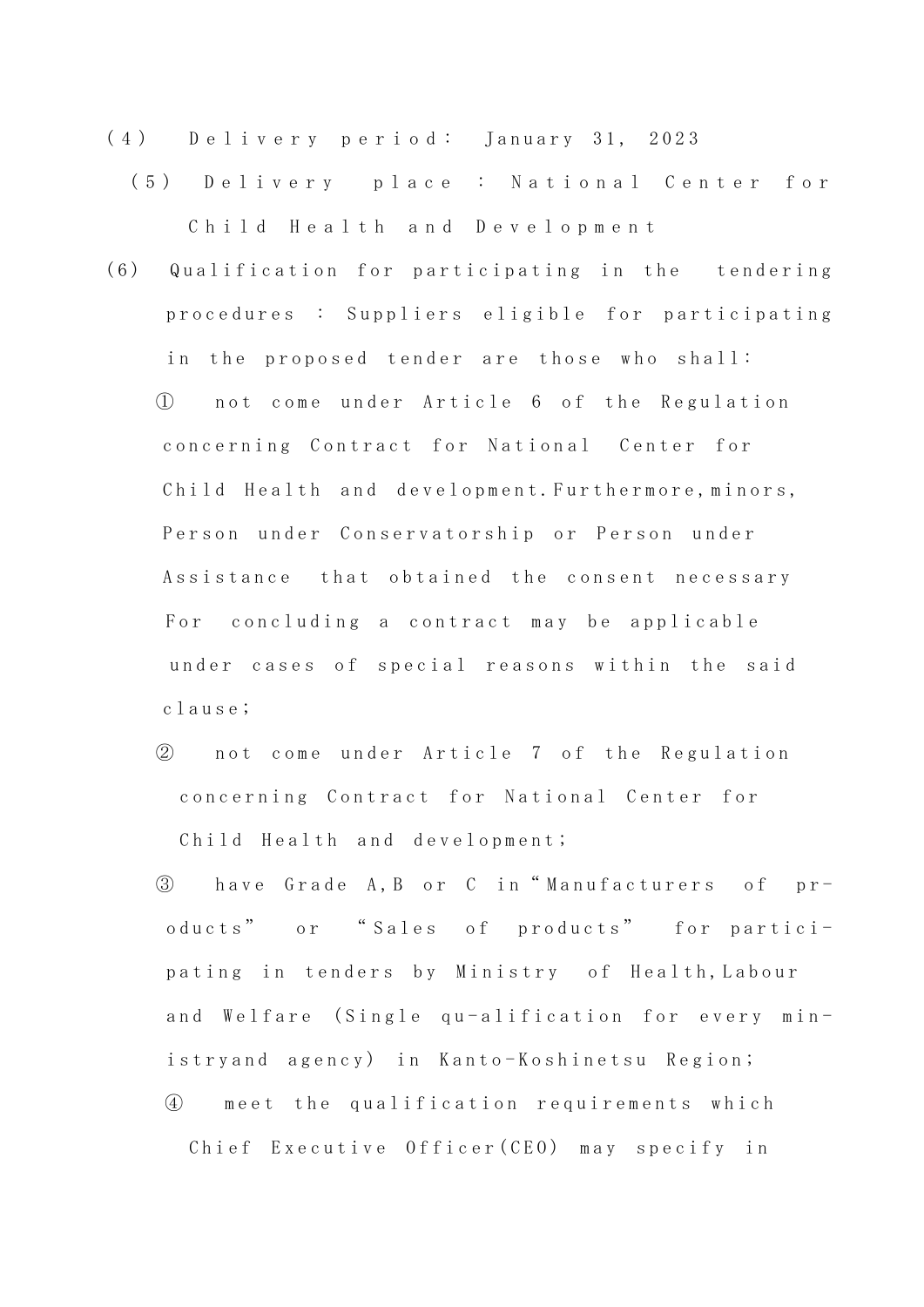(４)　Delivery period: January 31, 2023

(５)　Delivery place : National Center for Child Health and Development

(6)　Qualification for participating in the tendering procedures : Suppliers eligible for participating in the proposed tender are those who shall:

① not come under Article 6 of the Regulation concerning Contract for National Center for Child Health and development.Furthermore,minors, Person under Conservatorship or Person under Assistance that obtained the consent necessary For concluding a contract may be applicable under cases of special reasons within the said clause;

② not come under Article 7 of the Regulation concerning Contract for National Center for Child Health and development;

③ have Grade A,B or C in“Manufacturers of products” or “Sales of products” for participating in tenders by Ministry of Health,Labour and Welfare (Single qu-alification for every ministryand agency) in Kanto-Koshinetsu Region;

④ meet the qualification requirements which Chief Executive Officer(CEO) may specify in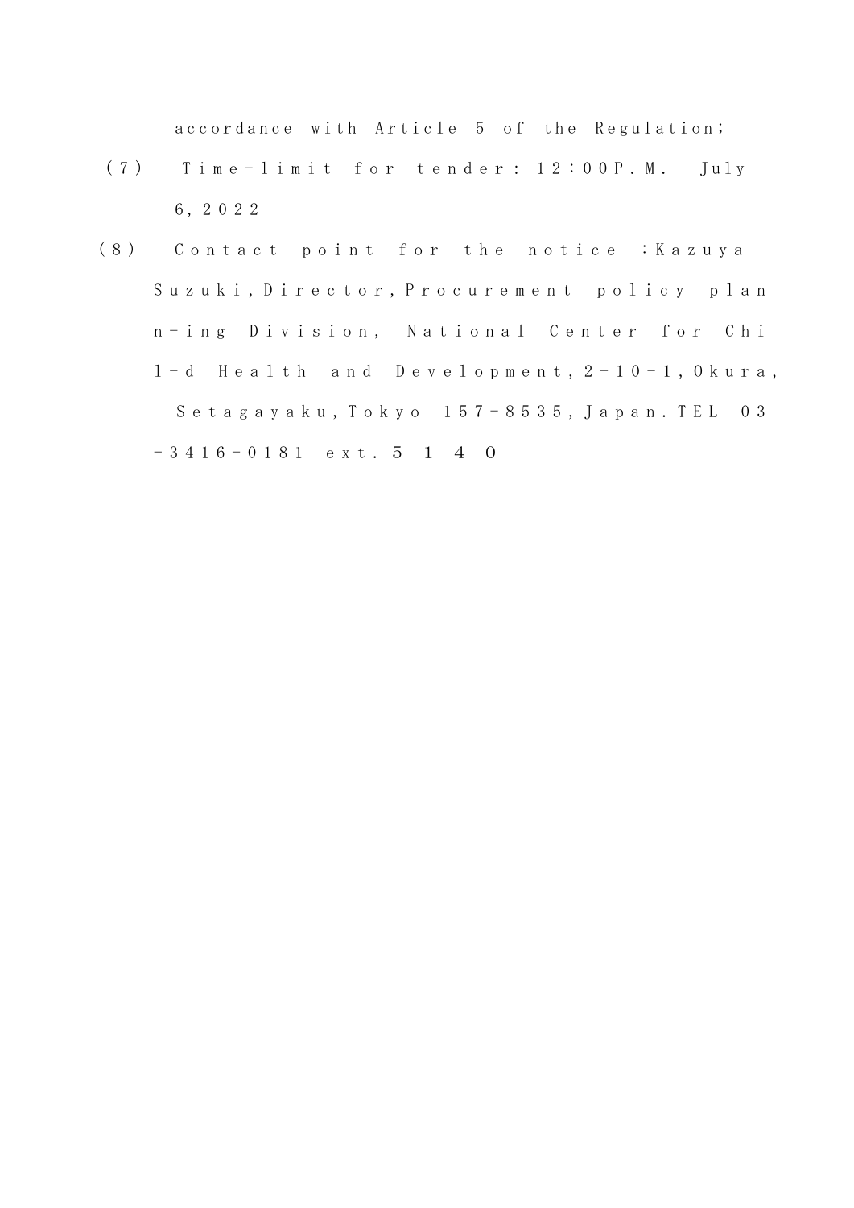accordance with Article 5 of the Regulation;

(7) Time-limit for tender: 12:00P.M. July 6,2022

(8) Contact point for the notice :Kazuya Suzuki,Director,Procurement policy plann-ing Division, National Center for Chil-d Health and Development,2-10-1,Okura, Setagayaku,Tokyo 157-8535,Japan.TEL 03-3416-0181 ext.5140